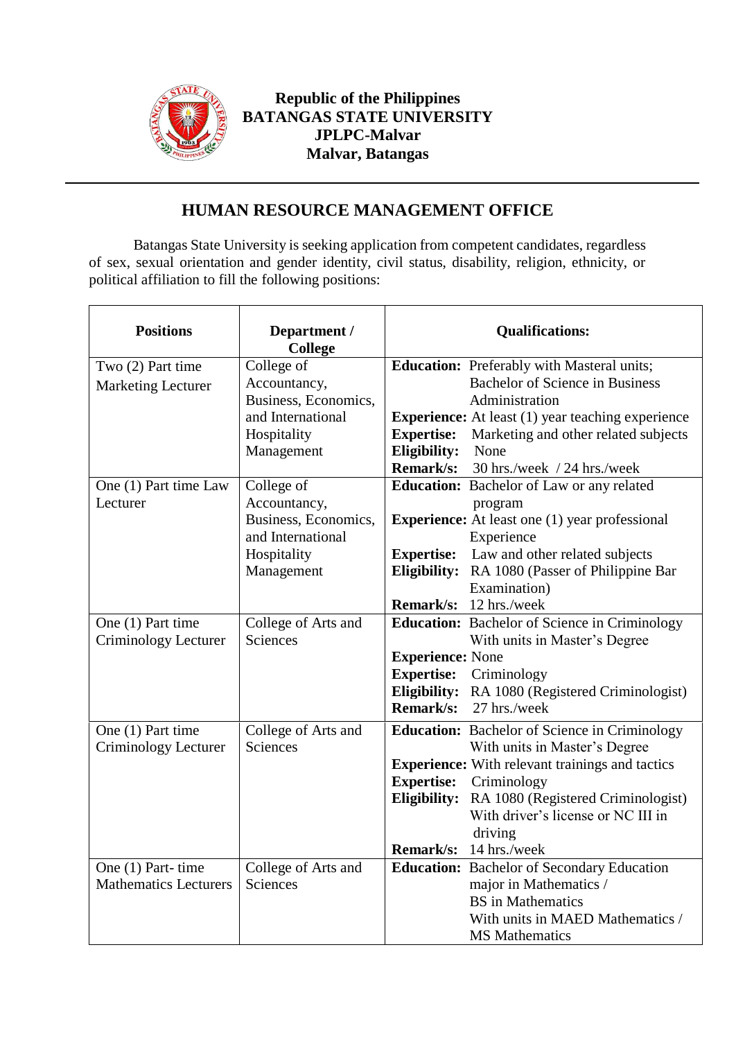**Republic of the Philippines**
**BATANGAS STATE UNIVERSITY**
**JPLPC-Malvar**
**Malvar, Batangas**

## HUMAN RESOURCE MANAGEMENT OFFICE

Batangas State University is seeking application from competent candidates, regardless of sex, sexual orientation and gender identity, civil status, disability, religion, ethnicity, or political affiliation to fill the following positions:

| Positions | Department / College | Qualifications: |
|---|---|---|
| Two (2) Part time Marketing Lecturer | College of Accountancy, Business, Economics, and International Hospitality Management | **Education:** Preferably with Masteral units; Bachelor of Science in Business Administration<br>**Experience:** At least (1) year teaching experience<br>**Expertise:** Marketing and other related subjects<br>**Eligibility:** None<br>**Remark/s:** 30 hrs./week / 24 hrs./week |
| One (1) Part time Law Lecturer | College of Accountancy, Business, Economics, and International Hospitality Management | **Education:** Bachelor of Law or any related program<br>**Experience:** At least one (1) year professional Experience<br>**Expertise:** Law and other related subjects<br>**Eligibility:** RA 1080 (Passer of Philippine Bar Examination)<br>**Remark/s:** 12 hrs./week |
| One (1) Part time Criminology Lecturer | College of Arts and Sciences | **Education:** Bachelor of Science in Criminology With units in Master's Degree<br>**Experience:** None<br>**Expertise:** Criminology<br>**Eligibility:** RA 1080 (Registered Criminologist)<br>**Remark/s:** 27 hrs./week |
| One (1) Part time Criminology Lecturer | College of Arts and Sciences | **Education:** Bachelor of Science in Criminology With units in Master's Degree<br>**Experience:** With relevant trainings and tactics<br>**Expertise:** Criminology<br>**Eligibility:** RA 1080 (Registered Criminologist) With driver's license or NC III in driving<br>**Remark/s:** 14 hrs./week |
| One (1) Part- time Mathematics Lecturers | College of Arts and Sciences | **Education:** Bachelor of Secondary Education major in Mathematics / BS in Mathematics With units in MAED Mathematics / MS Mathematics |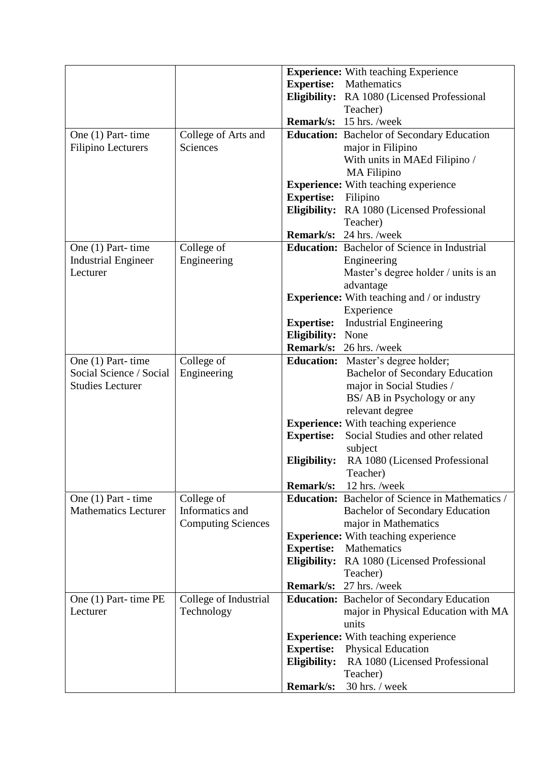| | | |
|---|---|---|
| | | **Experience:** With teaching Experience<br>**Expertise:** Mathematics<br>**Eligibility:** RA 1080 (Licensed Professional Teacher)<br>**Remark/s:** 15 hrs. /week |
| One (1) Part- time Filipino Lecturers | College of Arts and Sciences | **Education:** Bachelor of Secondary Education major in Filipino With units in MAEd Filipino / MA Filipino<br>**Experience:** With teaching experience<br>**Expertise:** Filipino<br>**Eligibility:** RA 1080 (Licensed Professional Teacher)<br>**Remark/s:** 24 hrs. /week |
| One (1) Part- time Industrial Engineer Lecturer | College of Engineering | **Education:** Bachelor of Science in Industrial Engineering Master's degree holder / units is an advantage<br>**Experience:** With teaching and / or industry Experience<br>**Expertise:** Industrial Engineering<br>**Eligibility:** None<br>**Remark/s:** 26 hrs. /week |
| One (1) Part- time Social Science / Social Studies Lecturer | College of Engineering | **Education:** Master's degree holder; Bachelor of Secondary Education major in Social Studies / BS/ AB in Psychology or any relevant degree<br>**Experience:** With teaching experience<br>**Expertise:** Social Studies and other related subject<br>**Eligibility:** RA 1080 (Licensed Professional Teacher)<br>**Remark/s:** 12 hrs. /week |
| One (1) Part - time Mathematics Lecturer | College of Informatics and Computing Sciences | **Education:** Bachelor of Science in Mathematics / Bachelor of Secondary Education major in Mathematics<br>**Experience:** With teaching experience<br>**Expertise:** Mathematics<br>**Eligibility:** RA 1080 (Licensed Professional Teacher)<br>**Remark/s:** 27 hrs. /week |
| One (1) Part- time PE Lecturer | College of Industrial Technology | **Education:** Bachelor of Secondary Education major in Physical Education with MA units<br>**Experience:** With teaching experience<br>**Expertise:** Physical Education<br>**Eligibility:** RA 1080 (Licensed Professional Teacher)<br>**Remark/s:** 30 hrs. / week |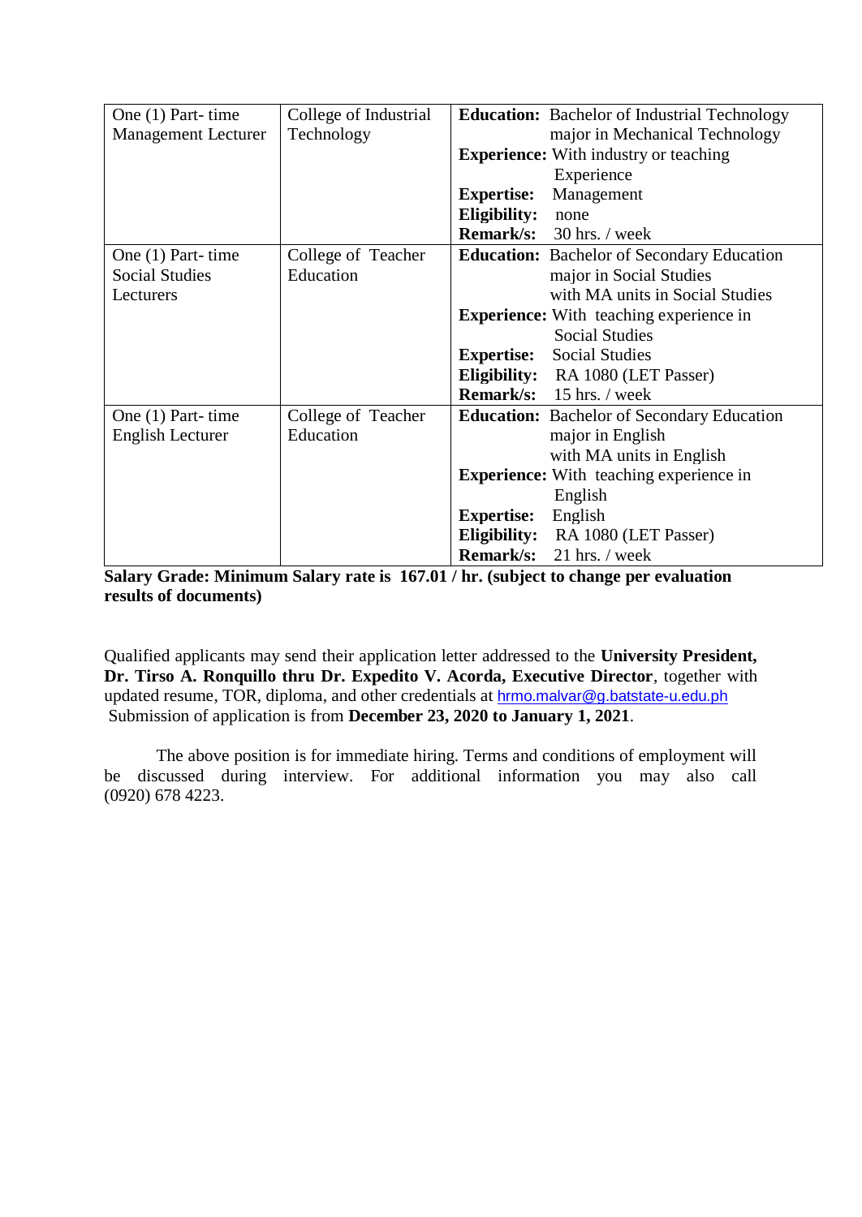| | | |
|---|---|---|
| One (1) Part- time Management Lecturer | College of Industrial Technology | **Education:** Bachelor of Industrial Technology major in Mechanical Technology<br>**Experience:** With industry or teaching Experience<br>**Expertise:** Management<br>**Eligibility:** none<br>**Remark/s:** 30 hrs. / week |
| One (1) Part- time Social Studies Lecturers | College of Teacher Education | **Education:** Bachelor of Secondary Education major in Social Studies with MA units in Social Studies<br>**Experience:** With teaching experience in Social Studies<br>**Expertise:** Social Studies<br>**Eligibility:** RA 1080 (LET Passer)<br>**Remark/s:** 15 hrs. / week |
| One (1) Part- time English Lecturer | College of Teacher Education | **Education:** Bachelor of Secondary Education major in English with MA units in English<br>**Experience:** With teaching experience in English<br>**Expertise:** English<br>**Eligibility:** RA 1080 (LET Passer)<br>**Remark/s:** 21 hrs. / week |

**Salary Grade: Minimum Salary rate is 167.01 / hr. (subject to change per evaluation results of documents)**

Qualified applicants may send their application letter addressed to the **University President, Dr. Tirso A. Ronquillo thru Dr. Expedito V. Acorda, Executive Director**, together with updated resume, TOR, diploma, and other credentials at hrmo.malvar@g.batstate-u.edu.ph Submission of application is from **December 23, 2020 to January 1, 2021**.

The above position is for immediate hiring. Terms and conditions of employment will be discussed during interview. For additional information you may also call (0920) 678 4223.